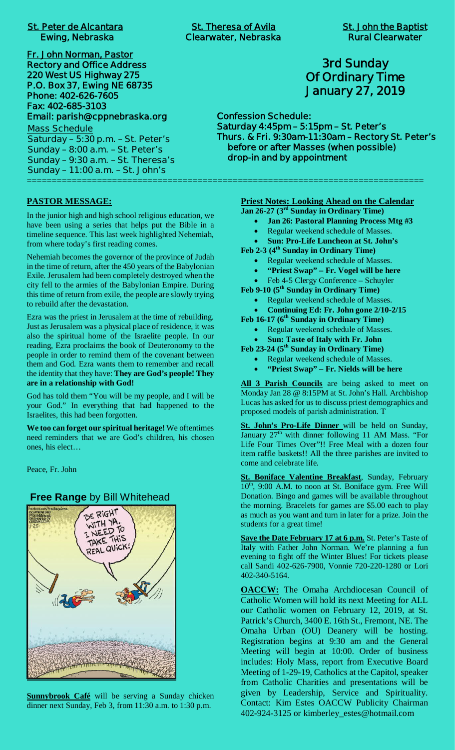**St. Peter de Alcantara**
**Ewing, Nebraska**

**St. Theresa of Avila**
**Clearwater, Nebraska**

**St. John the Baptist**
**Rural Clearwater**

**Fr. John Norman, Pastor**
**Rectory and Office Address**
**220 West US Highway 275**
**P.O. Box 37, Ewing NE 68735**
**Phone: 402-626-7605**
**Fax: 402-685-3103**
**Email: parish@cppnebraska.org**

Mass Schedule
Saturday – 5:30 p.m. – St. Peter's
Sunday – 8:00 a.m. – St. Peter's
Sunday – 9:30 a.m. – St. Theresa's
Sunday – 11:00 a.m. – St. John's

# 3rd Sunday Of Ordinary Time
## January 27, 2019

**Confession Schedule:**
**Saturday 4:45pm – 5:15pm – St. Peter's**
**Thurs. & Fri. 9:30am-11:30am – Rectory St. Peter's**
**before or after Masses (when possible)**
**drop-in and by appointment**

---

## PASTOR MESSAGE:

In the junior high and high school religious education, we have been using a series that helps put the Bible in a timeline sequence. This last week highlighted Nehemiah, from where today's first reading comes.

Nehemiah becomes the governor of the province of Judah in the time of return, after the 450 years of the Babylonian Exile. Jerusalem had been completely destroyed when the city fell to the armies of the Babylonian Empire. During this time of return from exile, the people are slowly trying to rebuild after the devastation.

Ezra was the priest in Jerusalem at the time of rebuilding. Just as Jerusalem was a physical place of residence, it was also the spiritual home of the Israelite people. In our reading, Ezra proclaims the book of Deuteronomy to the people in order to remind them of the covenant between them and God. Ezra wants them to remember and recall the identity that they have: **They are God's people! They are in a relationship with God!**

God has told them "You will be my people, and I will be your God." In everything that had happened to the Israelites, this had been forgotten.

**We too can forget our spiritual heritage!** We oftentimes need reminders that we are God's children, his chosen ones, his elect…

Peace, Fr. John

**Free Range** by Bill Whitehead

**Sunnybrook Café** will be serving a Sunday chicken dinner next Sunday, Feb 3, from 11:30 a.m. to 1:30 p.m.

## Priest Notes: Looking Ahead on the Calendar

**Jan 26-27 (3rd Sunday in Ordinary Time)**
- **Jan 26: Pastoral Planning Process Mtg #3**
- Regular weekend schedule of Masses.
- **Sun: Pro-Life Luncheon at St. John's**

**Feb 2-3 (4th Sunday in Ordinary Time)**
- Regular weekend schedule of Masses.
- **"Priest Swap" – Fr. Vogel will be here**
- Feb 4-5 Clergy Conference – Schuyler

**Feb 9-10 (5th Sunday in Ordinary Time)**
- Regular weekend schedule of Masses.
- **Continuing Ed: Fr. John gone 2/10-2/15**

**Feb 16-17 (6th Sunday in Ordinary Time)**
- Regular weekend schedule of Masses.
- **Sun: Taste of Italy with Fr. John**

**Feb 23-24 (5th Sunday in Ordinary Time)**
- Regular weekend schedule of Masses.
- **"Priest Swap" – Fr. Nields will be here**

**All 3 Parish Councils** are being asked to meet on Monday Jan 28 @ 8:15PM at St. John's Hall. Archbishop Lucas has asked for us to discuss priest demographics and proposed models of parish administration. T

**St. John's Pro-Life Dinner** will be held on Sunday, January 27th with dinner following 11 AM Mass. "For Life Four Times Over"!! Free Meal with a dozen four item raffle baskets!! All the three parishes are invited to come and celebrate life.

**St. Boniface Valentine Breakfast**, Sunday, February 10th, 9:00 A.M. to noon at St. Boniface gym. Free Will Donation. Bingo and games will be available throughout the morning. Bracelets for games are $5.00 each to play as much as you want and turn in later for a prize. Join the students for a great time!

**Save the Date February 17 at 6 p.m.** St. Peter's Taste of Italy with Father John Norman. We're planning a fun evening to fight off the Winter Blues! For tickets please call Sandi 402-626-7900, Vonnie 720-220-1280 or Lori 402-340-5164.

**OACCW:** The Omaha Archdiocesan Council of Catholic Women will hold its next Meeting for ALL our Catholic women on February 12, 2019, at St. Patrick's Church, 3400 E. 16th St., Fremont, NE. The Omaha Urban (OU) Deanery will be hosting. Registration begins at 9:30 am and the General Meeting will begin at 10:00. Order of business includes: Holy Mass, report from Executive Board Meeting of 1-29-19, Catholics at the Capitol, speaker from Catholic Charities and presentations will be given by Leadership, Service and Spirituality. Contact: Kim Estes OACCW Publicity Chairman 402-924-3125 or kimberley_estes@hotmail.com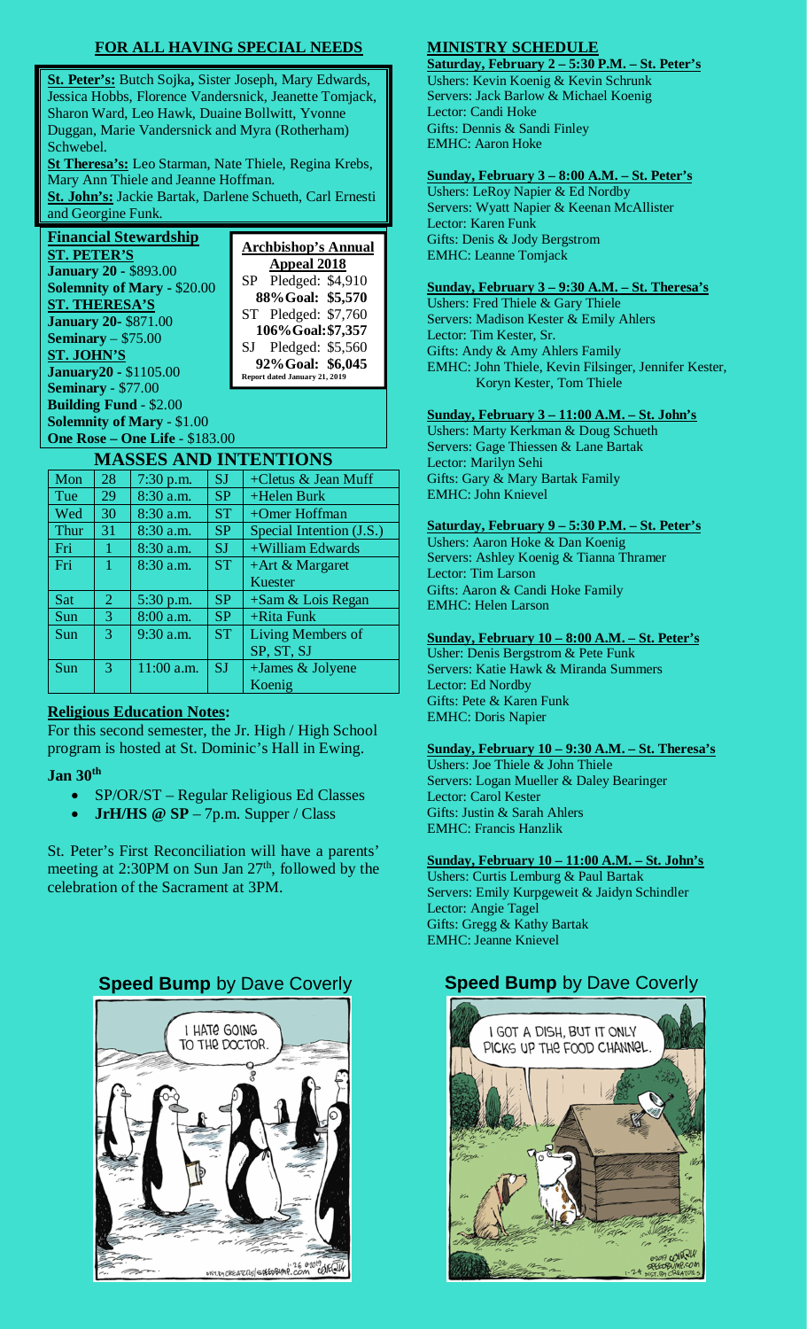## FOR ALL HAVING SPECIAL NEEDS

**St. Peter's:** Butch Sojka**,** Sister Joseph, Mary Edwards, Jessica Hobbs, Florence Vandersnick, Jeanette Tomjack, Sharon Ward, Leo Hawk, Duaine Bollwitt, Yvonne Duggan, Marie Vandersnick and Myra (Rotherham) Schwebel.

**St Theresa's:** Leo Starman, Nate Thiele, Regina Krebs, Mary Ann Thiele and Jeanne Hoffman.

**St. John's:** Jackie Bartak, Darlene Schueth, Carl Ernesti and Georgine Funk.

**Financial Stewardship**

**ST. PETER'S**
**January 20** - $893.00
**Solemnity of Mary** - $20.00

**ST. THERESA'S**
**January 20**- $871.00
**Seminary** – $75.00

**ST. JOHN'S**
**January20** - $1105.00
**Seminary** - $77.00
**Building Fund** - $2.00
**Solemnity of Mary** - $1.00
**One Rose – One Life** - $183.00

**Archbishop's Annual Appeal 2018**
SP Pledged: $4,910
**88%Goal: $5,570**
ST Pledged: $7,760
**106%Goal:$7,357**
SJ Pledged: $5,560
**92%Goal: $6,045**
**Report dated January 21, 2019**

## MASSES AND INTENTIONS

| | | | | |
|---|---|---|---|---|
| Mon | 28 | 7:30 p.m. | SJ | +Cletus & Jean Muff |
| Tue | 29 | 8:30 a.m. | SP | +Helen Burk |
| Wed | 30 | 8:30 a.m. | ST | +Omer Hoffman |
| Thur | 31 | 8:30 a.m. | SP | Special Intention (J.S.) |
| Fri | 1 | 8:30 a.m. | SJ | +William Edwards |
| Fri | 1 | 8:30 a.m. | ST | +Art & Margaret Kuester |
| Sat | 2 | 5:30 p.m. | SP | +Sam & Lois Regan |
| Sun | 3 | 8:00 a.m. | SP | +Rita Funk |
| Sun | 3 | 9:30 a.m. | ST | Living Members of SP, ST, SJ |
| Sun | 3 | 11:00 a.m. | SJ | +James & Jolyene Koenig |

**Religious Education Notes:**

For this second semester, the Jr. High / High School program is hosted at St. Dominic's Hall in Ewing.

**Jan 30th**

- SP/OR/ST – Regular Religious Ed Classes
- **JrH/HS @ SP** – 7p.m. Supper / Class

St. Peter's First Reconciliation will have a parents' meeting at 2:30PM on Sun Jan 27th, followed by the celebration of the Sacrament at 3PM.

**Speed Bump** by Dave Coverly

**MINISTRY SCHEDULE**

**Saturday, February 2 – 5:30 P.M. – St. Peter's**
Ushers: Kevin Koenig & Kevin Schrunk
Servers: Jack Barlow & Michael Koenig
Lector: Candi Hoke
Gifts: Dennis & Sandi Finley
EMHC: Aaron Hoke

**Sunday, February 3 – 8:00 A.M. – St. Peter's**
Ushers: LeRoy Napier & Ed Nordby
Servers: Wyatt Napier & Keenan McAllister
Lector: Karen Funk
Gifts: Denis & Jody Bergstrom
EMHC: Leanne Tomjack

**Sunday, February 3 – 9:30 A.M. – St. Theresa's**
Ushers: Fred Thiele & Gary Thiele
Servers: Madison Kester & Emily Ahlers
Lector: Tim Kester, Sr.
Gifts: Andy & Amy Ahlers Family
EMHC: John Thiele, Kevin Filsinger, Jennifer Kester, Koryn Kester, Tom Thiele

**Sunday, February 3 – 11:00 A.M. – St. John's**
Ushers: Marty Kerkman & Doug Schueth
Servers: Gage Thiessen & Lane Bartak
Lector: Marilyn Sehi
Gifts: Gary & Mary Bartak Family
EMHC: John Knievel

**Saturday, February 9 – 5:30 P.M. – St. Peter's**
Ushers: Aaron Hoke & Dan Koenig
Servers: Ashley Koenig & Tianna Thramer
Lector: Tim Larson
Gifts: Aaron & Candi Hoke Family
EMHC: Helen Larson

**Sunday, February 10 – 8:00 A.M. – St. Peter's**
Usher: Denis Bergstrom & Pete Funk
Servers: Katie Hawk & Miranda Summers
Lector: Ed Nordby
Gifts: Pete & Karen Funk
EMHC: Doris Napier

**Sunday, February 10 – 9:30 A.M. – St. Theresa's**
Ushers: Joe Thiele & John Thiele
Servers: Logan Mueller & Daley Bearinger
Lector: Carol Kester
Gifts: Justin & Sarah Ahlers
EMHC: Francis Hanzlik

**Sunday, February 10 – 11:00 A.M. – St. John's**
Ushers: Curtis Lemburg & Paul Bartak
Servers: Emily Kurpgeweit & Jaidyn Schindler
Lector: Angie Tagel
Gifts: Gregg & Kathy Bartak
EMHC: Jeanne Knievel

**Speed Bump** by Dave Coverly